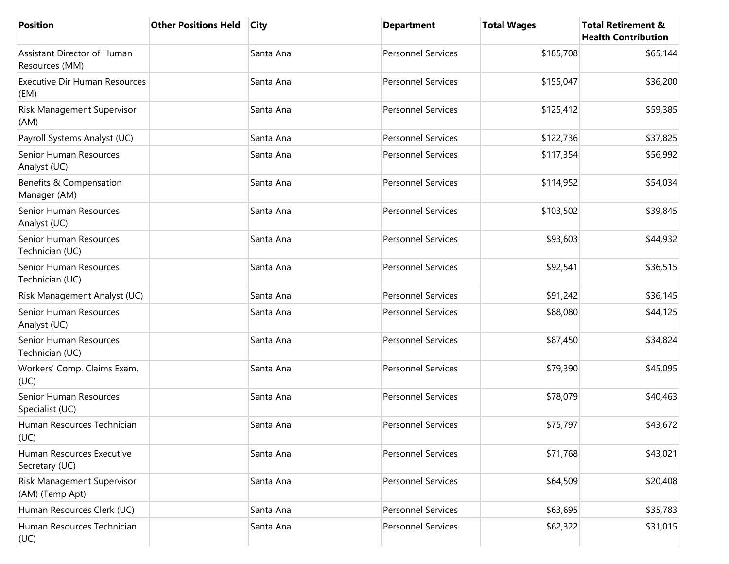| Position | Other Positions Held | City | Department | Total Wages | Total Retirement & Health Contribution |
| --- | --- | --- | --- | --- | --- |
| Assistant Director of Human Resources (MM) | | Santa Ana | Personnel Services | $185,708 | $65,144 |
| Executive Dir Human Resources (EM) | | Santa Ana | Personnel Services | $155,047 | $36,200 |
| Risk Management Supervisor (AM) | | Santa Ana | Personnel Services | $125,412 | $59,385 |
| Payroll Systems Analyst (UC) | | Santa Ana | Personnel Services | $122,736 | $37,825 |
| Senior Human Resources Analyst (UC) | | Santa Ana | Personnel Services | $117,354 | $56,992 |
| Benefits & Compensation Manager (AM) | | Santa Ana | Personnel Services | $114,952 | $54,034 |
| Senior Human Resources Analyst (UC) | | Santa Ana | Personnel Services | $103,502 | $39,845 |
| Senior Human Resources Technician (UC) | | Santa Ana | Personnel Services | $93,603 | $44,932 |
| Senior Human Resources Technician (UC) | | Santa Ana | Personnel Services | $92,541 | $36,515 |
| Risk Management Analyst (UC) | | Santa Ana | Personnel Services | $91,242 | $36,145 |
| Senior Human Resources Analyst (UC) | | Santa Ana | Personnel Services | $88,080 | $44,125 |
| Senior Human Resources Technician (UC) | | Santa Ana | Personnel Services | $87,450 | $34,824 |
| Workers' Comp. Claims Exam. (UC) | | Santa Ana | Personnel Services | $79,390 | $45,095 |
| Senior Human Resources Specialist (UC) | | Santa Ana | Personnel Services | $78,079 | $40,463 |
| Human Resources Technician (UC) | | Santa Ana | Personnel Services | $75,797 | $43,672 |
| Human Resources Executive Secretary (UC) | | Santa Ana | Personnel Services | $71,768 | $43,021 |
| Risk Management Supervisor (AM) (Temp Apt) | | Santa Ana | Personnel Services | $64,509 | $20,408 |
| Human Resources Clerk (UC) | | Santa Ana | Personnel Services | $63,695 | $35,783 |
| Human Resources Technician (UC) | | Santa Ana | Personnel Services | $62,322 | $31,015 |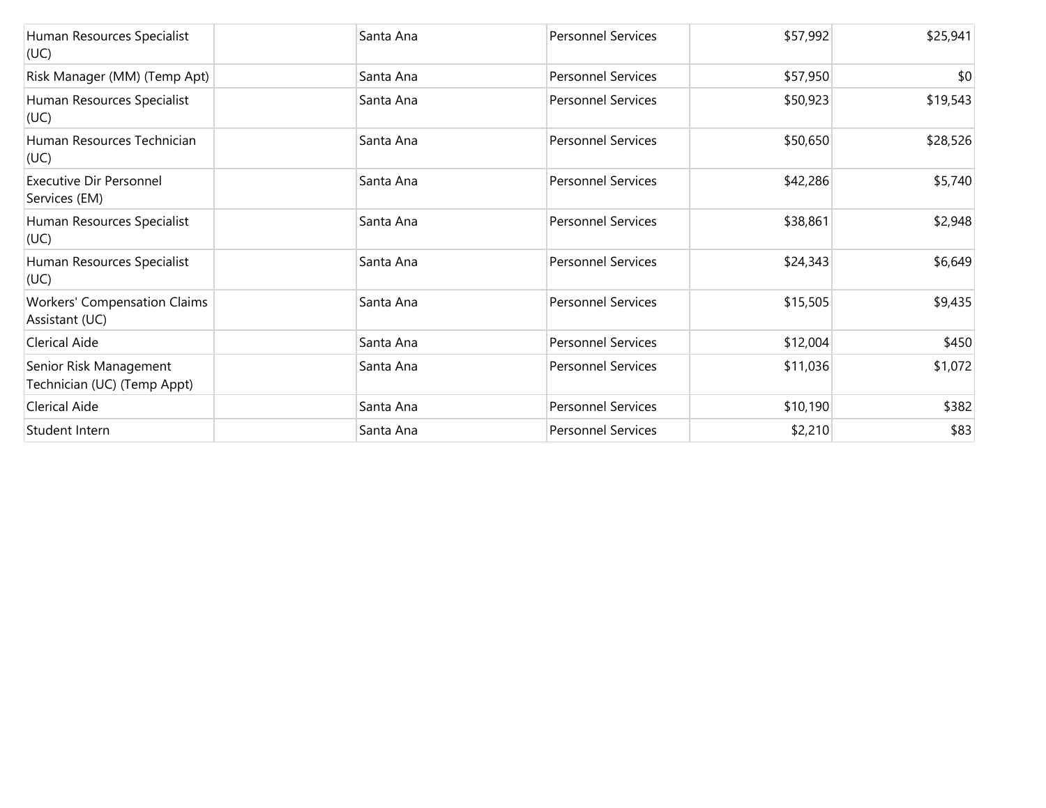| | | | | | |
|---|---|---|---|---|---|
| Human Resources Specialist (UC) | | Santa Ana | Personnel Services | $57,992 | $25,941 |
| Risk Manager (MM) (Temp Apt) | | Santa Ana | Personnel Services | $57,950 | $0 |
| Human Resources Specialist (UC) | | Santa Ana | Personnel Services | $50,923 | $19,543 |
| Human Resources Technician (UC) | | Santa Ana | Personnel Services | $50,650 | $28,526 |
| Executive Dir Personnel Services (EM) | | Santa Ana | Personnel Services | $42,286 | $5,740 |
| Human Resources Specialist (UC) | | Santa Ana | Personnel Services | $38,861 | $2,948 |
| Human Resources Specialist (UC) | | Santa Ana | Personnel Services | $24,343 | $6,649 |
| Workers' Compensation Claims Assistant (UC) | | Santa Ana | Personnel Services | $15,505 | $9,435 |
| Clerical Aide | | Santa Ana | Personnel Services | $12,004 | $450 |
| Senior Risk Management Technician (UC) (Temp Appt) | | Santa Ana | Personnel Services | $11,036 | $1,072 |
| Clerical Aide | | Santa Ana | Personnel Services | $10,190 | $382 |
| Student Intern | | Santa Ana | Personnel Services | $2,210 | $83 |